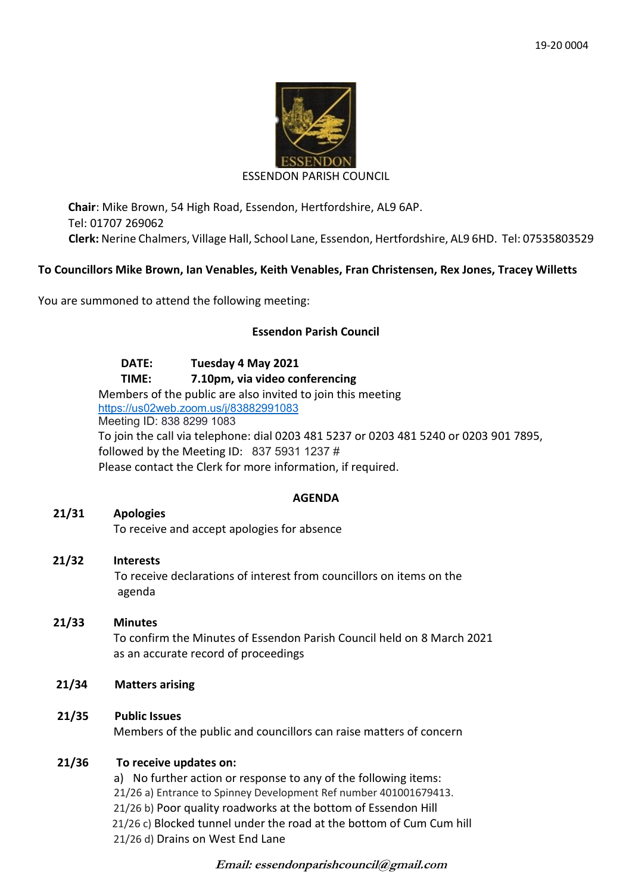19-20 0004

ESSENDON PARISH COUNCIL

**Chair**: Mike Brown, 54 High Road, Essendon, Hertfordshire, AL9 6AP.
Tel: 01707 269062
**Clerk:** Nerine Chalmers, Village Hall, School Lane, Essendon, Hertfordshire, AL9 6HD. Tel: 07535803529

**To Councillors Mike Brown, Ian Venables, Keith Venables, Fran Christensen, Rex Jones, Tracey Willetts**

You are summoned to attend the following meeting:

**Essendon Parish Council**

**DATE: Tuesday 4 May 2021**
**TIME: 7.10pm, via video conferencing**

Members of the public are also invited to join this meeting
https://us02web.zoom.us/j/83882991083
Meeting ID: 838 8299 1083
To join the call via telephone: dial 0203 481 5237 or 0203 481 5240 or 0203 901 7895, followed by the Meeting ID: 837 5931 1237 #
Please contact the Clerk for more information, if required.

## AGENDA

**21/31 Apologies**
To receive and accept apologies for absence

**21/32 Interests**
To receive declarations of interest from councillors on items on the agenda

**21/33 Minutes**
To confirm the Minutes of Essendon Parish Council held on 8 March 2021 as an accurate record of proceedings

**21/34 Matters arising**

**21/35 Public Issues**
Members of the public and councillors can raise matters of concern

**21/36 To receive updates on:**

a) No further action or response to any of the following items:
21/26 a) Entrance to Spinney Development Ref number 401001679413.
21/26 b) Poor quality roadworks at the bottom of Essendon Hill
21/26 c) Blocked tunnel under the road at the bottom of Cum Cum hill
21/26 d) Drains on West End Lane

*Email: essendonparishcouncil@gmail.com*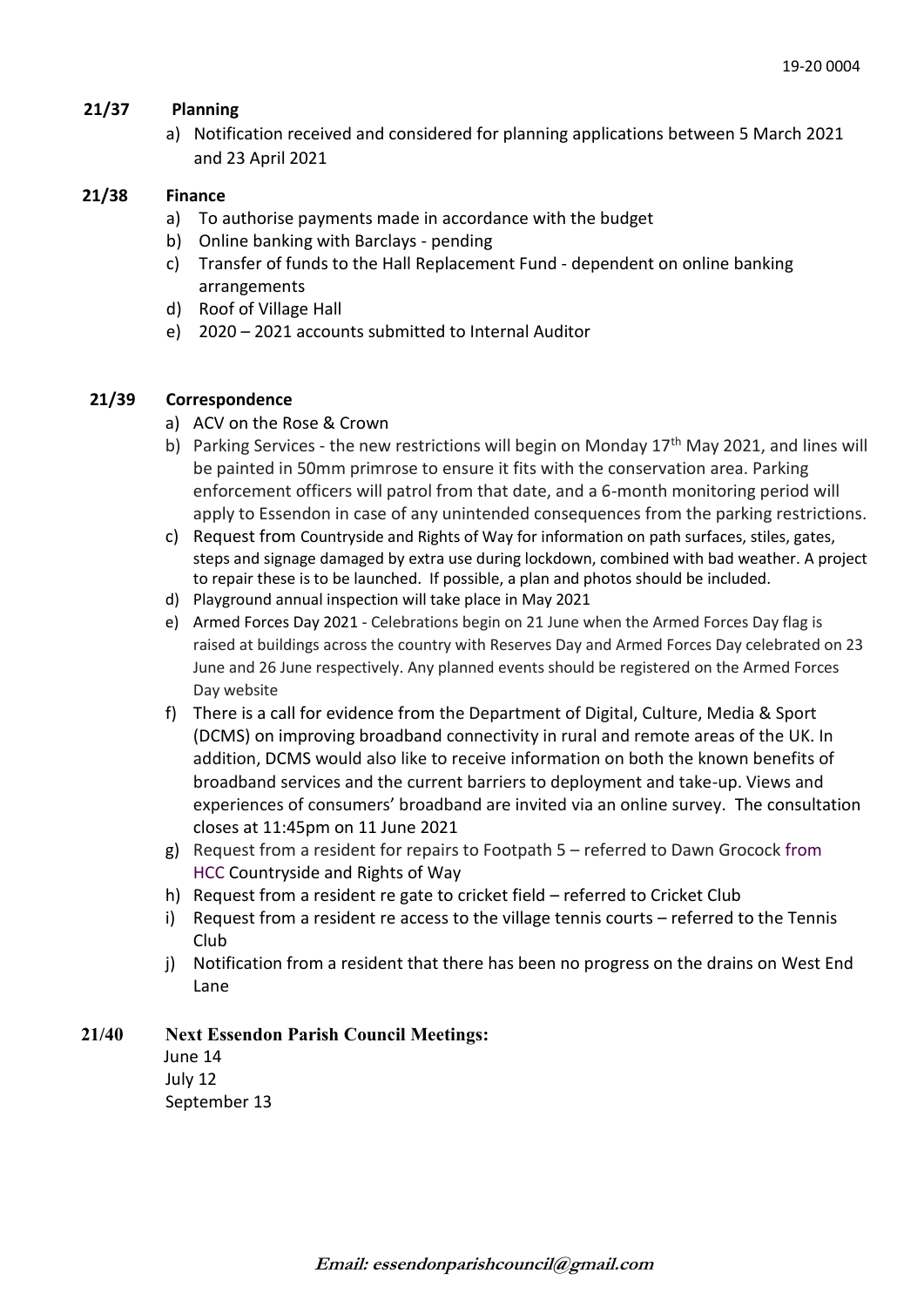**21/37 Planning**

a) Notification received and considered for planning applications between 5 March 2021 and 23 April 2021

**21/38 Finance**

a) To authorise payments made in accordance with the budget
b) Online banking with Barclays - pending
c) Transfer of funds to the Hall Replacement Fund - dependent on online banking arrangements
d) Roof of Village Hall
e) 2020 – 2021 accounts submitted to Internal Auditor

**21/39 Correspondence**

a) ACV on the Rose & Crown
b) Parking Services - the new restrictions will begin on Monday 17th May 2021, and lines will be painted in 50mm primrose to ensure it fits with the conservation area. Parking enforcement officers will patrol from that date, and a 6-month monitoring period will apply to Essendon in case of any unintended consequences from the parking restrictions.
c) Request from Countryside and Rights of Way for information on path surfaces, stiles, gates, steps and signage damaged by extra use during lockdown, combined with bad weather. A project to repair these is to be launched. If possible, a plan and photos should be included.
d) Playground annual inspection will take place in May 2021
e) Armed Forces Day 2021 - Celebrations begin on 21 June when the Armed Forces Day flag is raised at buildings across the country with Reserves Day and Armed Forces Day celebrated on 23 June and 26 June respectively. Any planned events should be registered on the Armed Forces Day website
f) There is a call for evidence from the Department of Digital, Culture, Media & Sport (DCMS) on improving broadband connectivity in rural and remote areas of the UK. In addition, DCMS would also like to receive information on both the known benefits of broadband services and the current barriers to deployment and take-up. Views and experiences of consumers' broadband are invited via an online survey. The consultation closes at 11:45pm on 11 June 2021
g) Request from a resident for repairs to Footpath 5 – referred to Dawn Grocock from HCC Countryside and Rights of Way
h) Request from a resident re gate to cricket field – referred to Cricket Club
i) Request from a resident re access to the village tennis courts – referred to the Tennis Club
j) Notification from a resident that there has been no progress on the drains on West End Lane

**21/40 Next Essendon Parish Council Meetings:**

June 14
July 12
September 13

**Email: essendonparishcouncil@gmail.com**